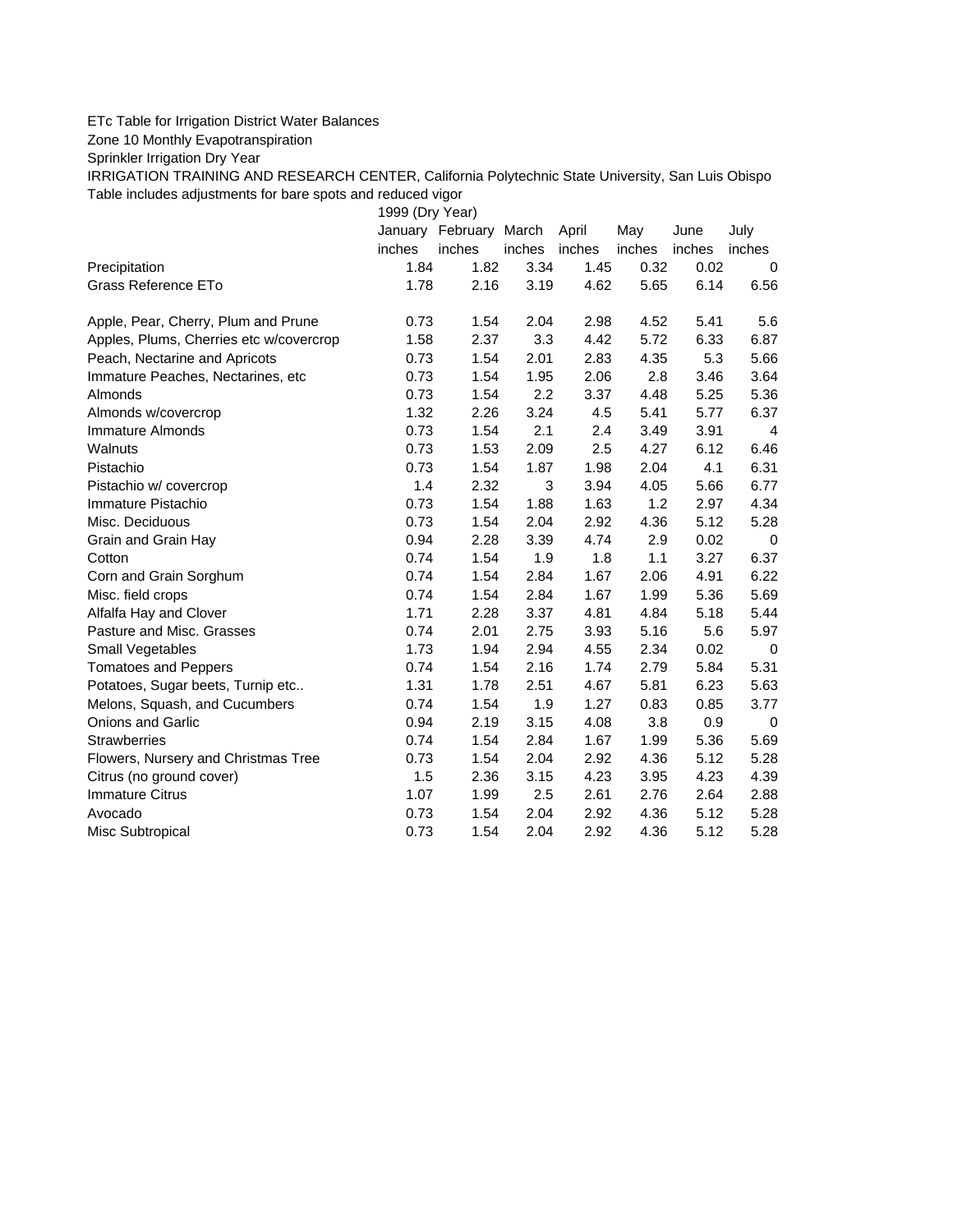ETc Table for Irrigation District Water Balances

Zone 10 Monthly Evapotranspiration

Sprinkler Irrigation Dry Year

IRRIGATION TRAINING AND RESEARCH CENTER, California Polytechnic State University, San Luis Obispo

Table includes adjustments for bare spots and reduced vigor

| | 1999 (Dry Year) | | | | | | |
|---|---|---|---|---|---|---|---|
| | January | February | March | April | May | June | July |
| | inches | inches | inches | inches | inches | inches | inches |
| Precipitation | 1.84 | 1.82 | 3.34 | 1.45 | 0.32 | 0.02 | 0 |
| Grass Reference ETo | 1.78 | 2.16 | 3.19 | 4.62 | 5.65 | 6.14 | 6.56 |
| | | | | | | | |
| Apple, Pear, Cherry, Plum and Prune | 0.73 | 1.54 | 2.04 | 2.98 | 4.52 | 5.41 | 5.6 |
| Apples, Plums, Cherries etc w/covercrop | 1.58 | 2.37 | 3.3 | 4.42 | 5.72 | 6.33 | 6.87 |
| Peach, Nectarine and Apricots | 0.73 | 1.54 | 2.01 | 2.83 | 4.35 | 5.3 | 5.66 |
| Immature Peaches, Nectarines, etc | 0.73 | 1.54 | 1.95 | 2.06 | 2.8 | 3.46 | 3.64 |
| Almonds | 0.73 | 1.54 | 2.2 | 3.37 | 4.48 | 5.25 | 5.36 |
| Almonds w/covercrop | 1.32 | 2.26 | 3.24 | 4.5 | 5.41 | 5.77 | 6.37 |
| Immature Almonds | 0.73 | 1.54 | 2.1 | 2.4 | 3.49 | 3.91 | 4 |
| Walnuts | 0.73 | 1.53 | 2.09 | 2.5 | 4.27 | 6.12 | 6.46 |
| Pistachio | 0.73 | 1.54 | 1.87 | 1.98 | 2.04 | 4.1 | 6.31 |
| Pistachio w/ covercrop | 1.4 | 2.32 | 3 | 3.94 | 4.05 | 5.66 | 6.77 |
| Immature Pistachio | 0.73 | 1.54 | 1.88 | 1.63 | 1.2 | 2.97 | 4.34 |
| Misc. Deciduous | 0.73 | 1.54 | 2.04 | 2.92 | 4.36 | 5.12 | 5.28 |
| Grain and Grain Hay | 0.94 | 2.28 | 3.39 | 4.74 | 2.9 | 0.02 | 0 |
| Cotton | 0.74 | 1.54 | 1.9 | 1.8 | 1.1 | 3.27 | 6.37 |
| Corn and Grain Sorghum | 0.74 | 1.54 | 2.84 | 1.67 | 2.06 | 4.91 | 6.22 |
| Misc. field crops | 0.74 | 1.54 | 2.84 | 1.67 | 1.99 | 5.36 | 5.69 |
| Alfalfa Hay and Clover | 1.71 | 2.28 | 3.37 | 4.81 | 4.84 | 5.18 | 5.44 |
| Pasture and Misc. Grasses | 0.74 | 2.01 | 2.75 | 3.93 | 5.16 | 5.6 | 5.97 |
| Small Vegetables | 1.73 | 1.94 | 2.94 | 4.55 | 2.34 | 0.02 | 0 |
| Tomatoes and Peppers | 0.74 | 1.54 | 2.16 | 1.74 | 2.79 | 5.84 | 5.31 |
| Potatoes, Sugar beets, Turnip etc.. | 1.31 | 1.78 | 2.51 | 4.67 | 5.81 | 6.23 | 5.63 |
| Melons, Squash, and Cucumbers | 0.74 | 1.54 | 1.9 | 1.27 | 0.83 | 0.85 | 3.77 |
| Onions and Garlic | 0.94 | 2.19 | 3.15 | 4.08 | 3.8 | 0.9 | 0 |
| Strawberries | 0.74 | 1.54 | 2.84 | 1.67 | 1.99 | 5.36 | 5.69 |
| Flowers, Nursery and Christmas Tree | 0.73 | 1.54 | 2.04 | 2.92 | 4.36 | 5.12 | 5.28 |
| Citrus (no ground cover) | 1.5 | 2.36 | 3.15 | 4.23 | 3.95 | 4.23 | 4.39 |
| Immature Citrus | 1.07 | 1.99 | 2.5 | 2.61 | 2.76 | 2.64 | 2.88 |
| Avocado | 0.73 | 1.54 | 2.04 | 2.92 | 4.36 | 5.12 | 5.28 |
| Misc Subtropical | 0.73 | 1.54 | 2.04 | 2.92 | 4.36 | 5.12 | 5.28 |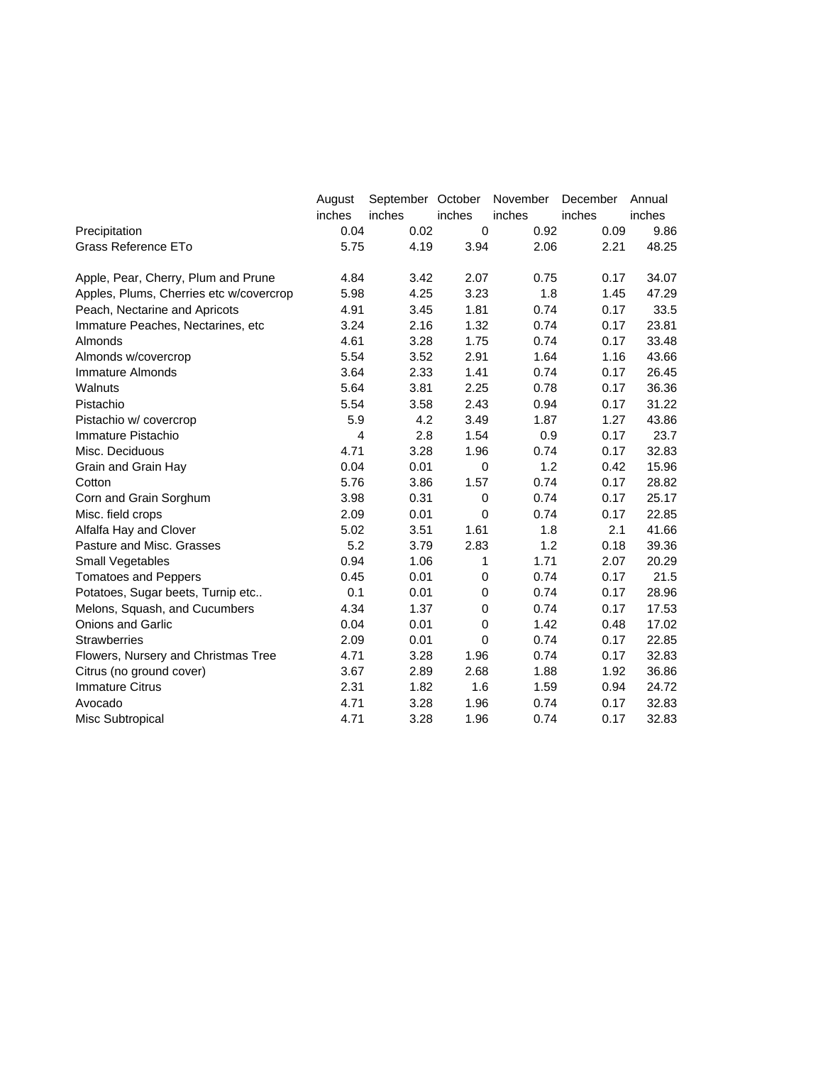| | August inches | September inches | October inches | November inches | December inches | Annual inches |
|---|---|---|---|---|---|---|
| Precipitation | 0.04 | 0.02 | 0 | 0.92 | 0.09 | 9.86 |
| Grass Reference ETo | 5.75 | 4.19 | 3.94 | 2.06 | 2.21 | 48.25 |
| | | | | | | |
| Apple, Pear, Cherry, Plum and Prune | 4.84 | 3.42 | 2.07 | 0.75 | 0.17 | 34.07 |
| Apples, Plums, Cherries etc w/covercrop | 5.98 | 4.25 | 3.23 | 1.8 | 1.45 | 47.29 |
| Peach, Nectarine and Apricots | 4.91 | 3.45 | 1.81 | 0.74 | 0.17 | 33.5 |
| Immature Peaches, Nectarines, etc | 3.24 | 2.16 | 1.32 | 0.74 | 0.17 | 23.81 |
| Almonds | 4.61 | 3.28 | 1.75 | 0.74 | 0.17 | 33.48 |
| Almonds w/covercrop | 5.54 | 3.52 | 2.91 | 1.64 | 1.16 | 43.66 |
| Immature Almonds | 3.64 | 2.33 | 1.41 | 0.74 | 0.17 | 26.45 |
| Walnuts | 5.64 | 3.81 | 2.25 | 0.78 | 0.17 | 36.36 |
| Pistachio | 5.54 | 3.58 | 2.43 | 0.94 | 0.17 | 31.22 |
| Pistachio w/ covercrop | 5.9 | 4.2 | 3.49 | 1.87 | 1.27 | 43.86 |
| Immature Pistachio | 4 | 2.8 | 1.54 | 0.9 | 0.17 | 23.7 |
| Misc. Deciduous | 4.71 | 3.28 | 1.96 | 0.74 | 0.17 | 32.83 |
| Grain and Grain Hay | 0.04 | 0.01 | 0 | 1.2 | 0.42 | 15.96 |
| Cotton | 5.76 | 3.86 | 1.57 | 0.74 | 0.17 | 28.82 |
| Corn and Grain Sorghum | 3.98 | 0.31 | 0 | 0.74 | 0.17 | 25.17 |
| Misc. field crops | 2.09 | 0.01 | 0 | 0.74 | 0.17 | 22.85 |
| Alfalfa Hay and Clover | 5.02 | 3.51 | 1.61 | 1.8 | 2.1 | 41.66 |
| Pasture and Misc. Grasses | 5.2 | 3.79 | 2.83 | 1.2 | 0.18 | 39.36 |
| Small Vegetables | 0.94 | 1.06 | 1 | 1.71 | 2.07 | 20.29 |
| Tomatoes and Peppers | 0.45 | 0.01 | 0 | 0.74 | 0.17 | 21.5 |
| Potatoes, Sugar beets, Turnip etc.. | 0.1 | 0.01 | 0 | 0.74 | 0.17 | 28.96 |
| Melons, Squash, and Cucumbers | 4.34 | 1.37 | 0 | 0.74 | 0.17 | 17.53 |
| Onions and Garlic | 0.04 | 0.01 | 0 | 1.42 | 0.48 | 17.02 |
| Strawberries | 2.09 | 0.01 | 0 | 0.74 | 0.17 | 22.85 |
| Flowers, Nursery and Christmas Tree | 4.71 | 3.28 | 1.96 | 0.74 | 0.17 | 32.83 |
| Citrus (no ground cover) | 3.67 | 2.89 | 2.68 | 1.88 | 1.92 | 36.86 |
| Immature Citrus | 2.31 | 1.82 | 1.6 | 1.59 | 0.94 | 24.72 |
| Avocado | 4.71 | 3.28 | 1.96 | 0.74 | 0.17 | 32.83 |
| Misc Subtropical | 4.71 | 3.28 | 1.96 | 0.74 | 0.17 | 32.83 |